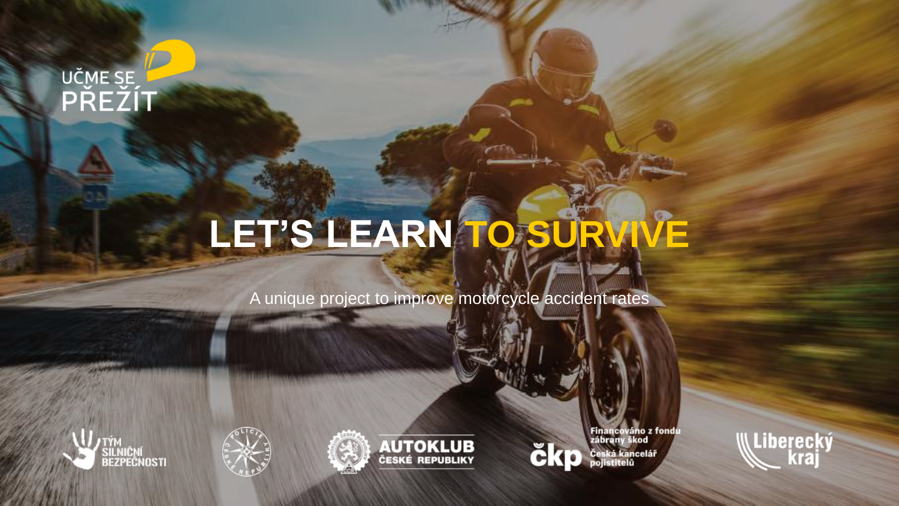UČME SE PŘEŽÍT

# LET'S LEARN TO SURVIVE

A unique project to improve motorcycle accident rates

TÝM SILNIČNÍ BEZPEČNOSTI

POLICIE ČESKÉ REPUBLIKY

AUTOKLUB ČESKÉ REPUBLIKY

čkp Financováno z fondu zábrany škod Česká kancelář pojistitelů

Liberecký kraj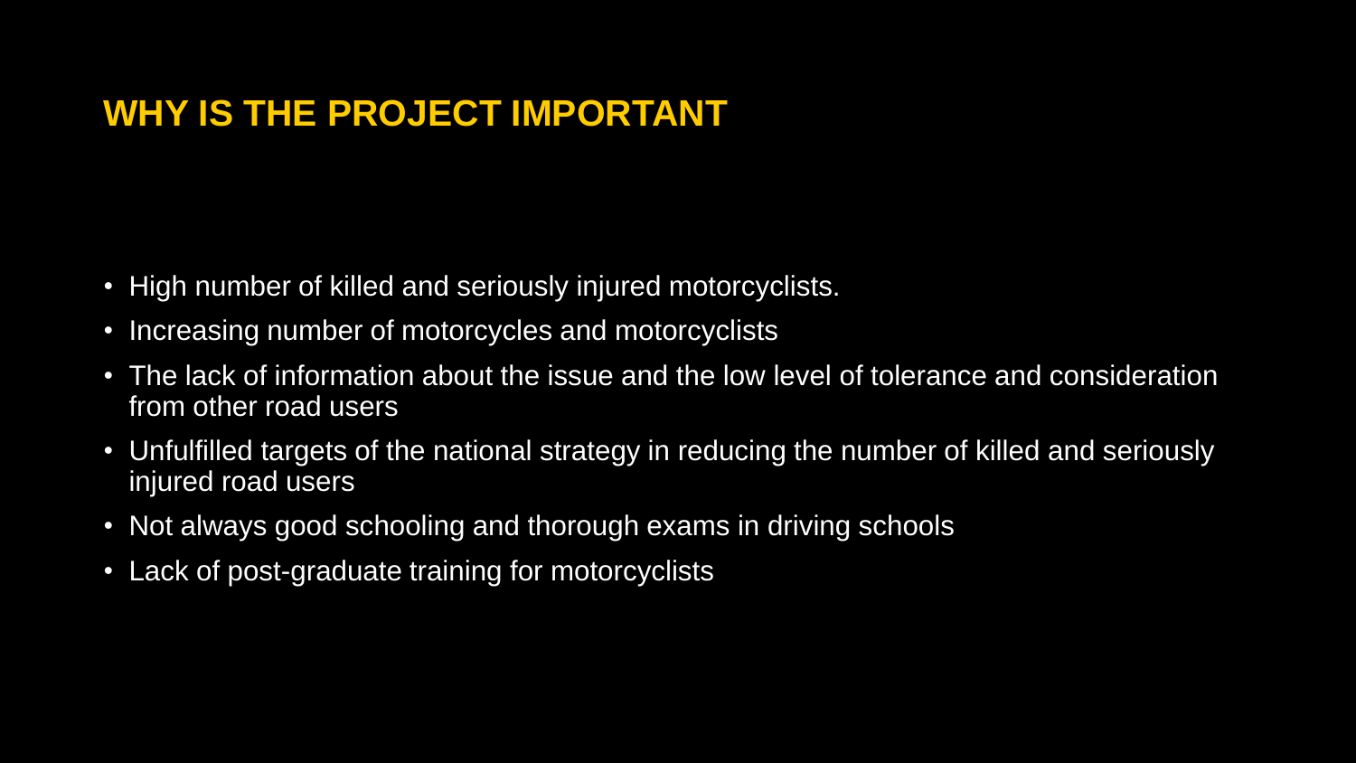## WHY IS THE PROJECT IMPORTANT

- High number of killed and seriously injured motorcyclists.
- Increasing number of motorcycles and motorcyclists
- The lack of information about the issue and the low level of tolerance and consideration from other road users
- Unfulfilled targets of the national strategy in reducing the number of killed and seriously injured road users
- Not always good schooling and thorough exams in driving schools
- Lack of post-graduate training for motorcyclists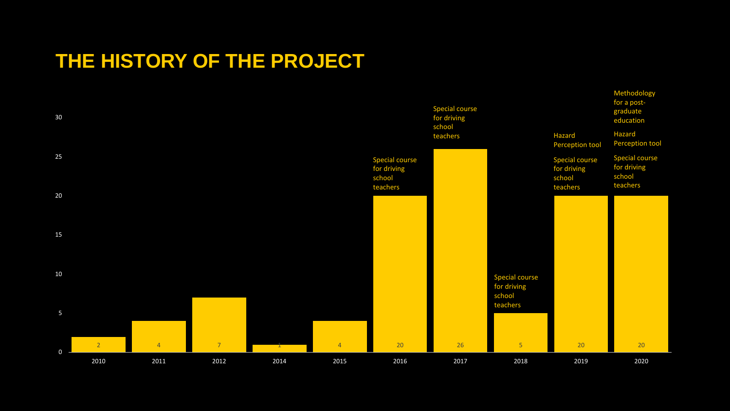# THE HISTORY OF THE PROJECT

| Year | Value | Notes |
|---|---|---|
| 2010 | 2 | |
| 2011 | 4 | |
| 2012 | 7 | |
| 2014 | 1 | |
| 2015 | 4 | |
| 2016 | 20 | Special course for driving school teachers |
| 2017 | 26 | Special course for driving school teachers |
| 2018 | 5 | Special course for driving school teachers |
| 2019 | 20 | Special course for driving school teachers; Hazard Perception tool |
| 2020 | 20 | Special course for driving school teachers; Hazard Perception tool; Methodology for a post-graduate education |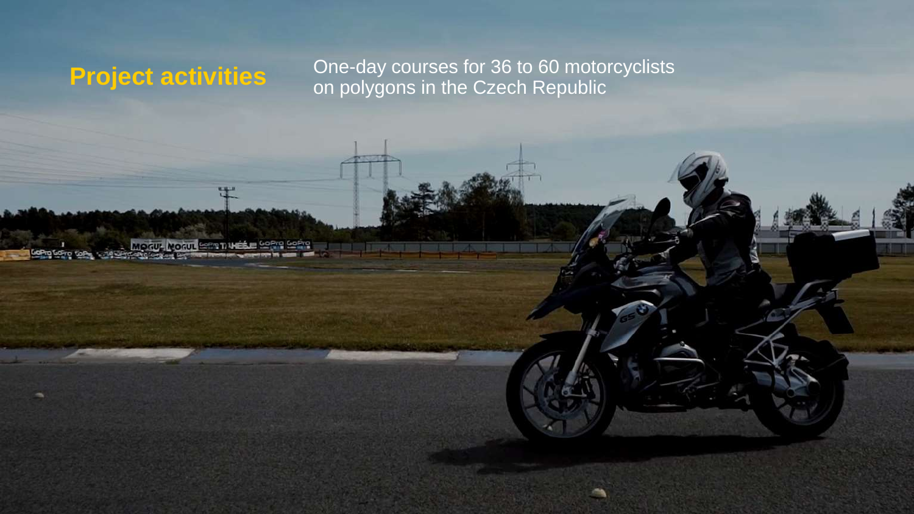## Project activities

One-day courses for 36 to 60 motorcyclists on polygons in the Czech Republic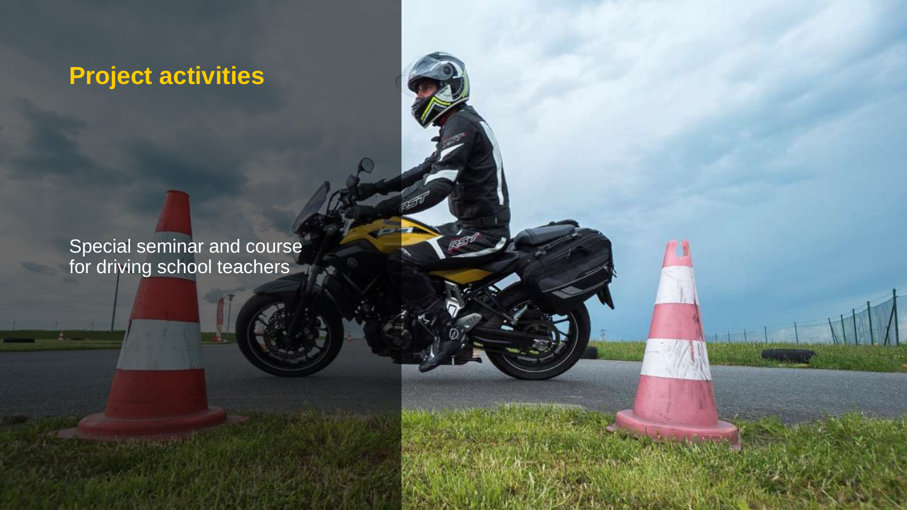## Project activities

Special seminar and course for driving school teachers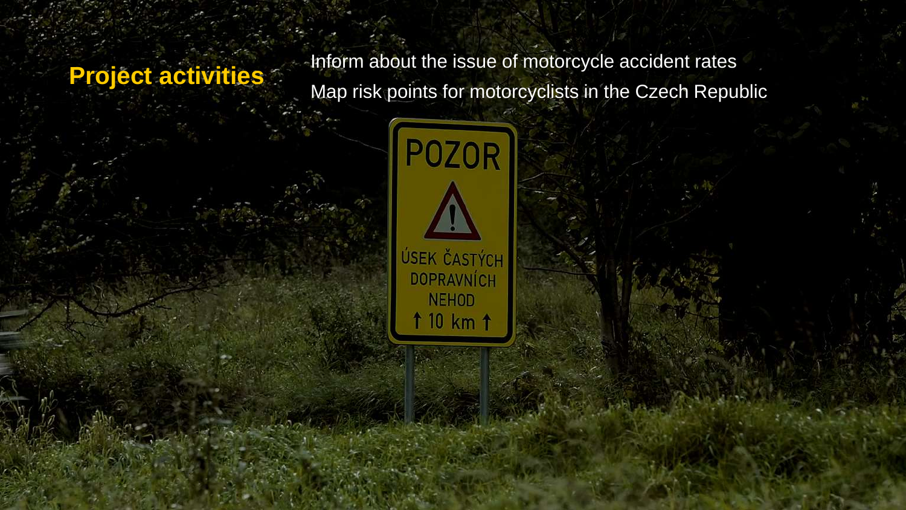## Project activities

- Inform about the issue of motorcycle accident rates
- Map risk points for motorcyclists in the Czech Republic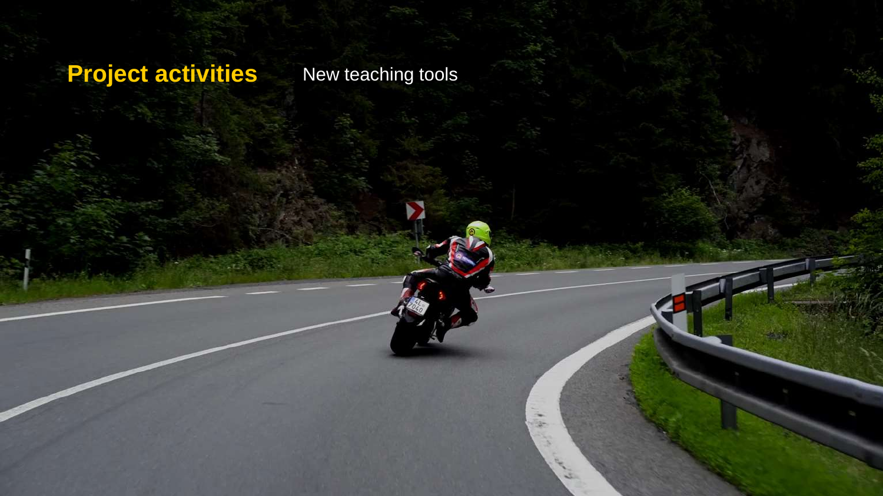**Project activities** New teaching tools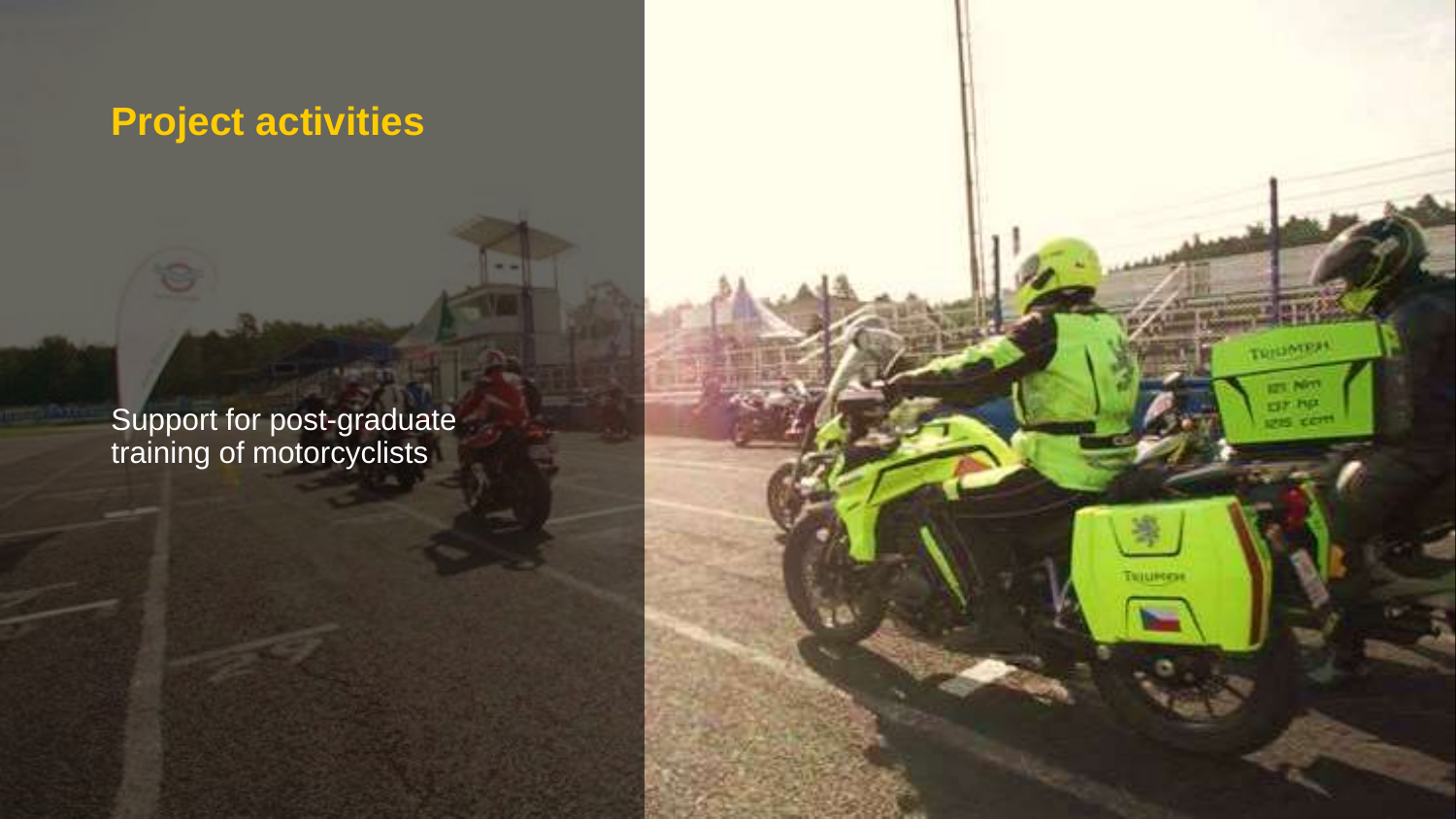## Project activities

Support for post-graduate training of motorcyclists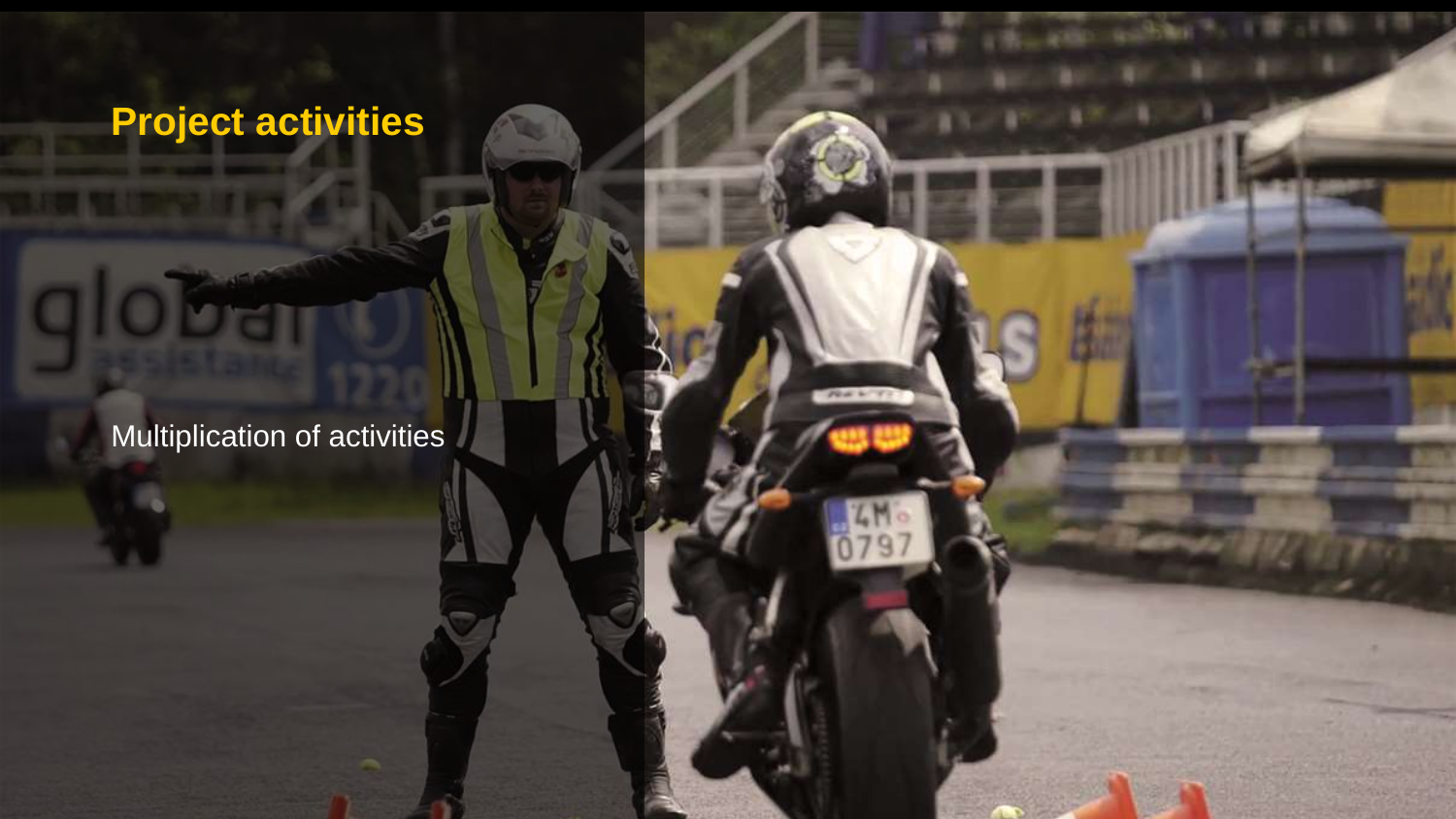## Project activities

Multiplication of activities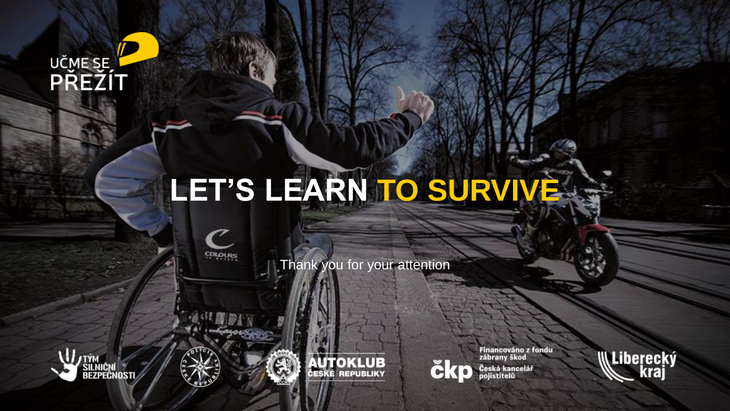UČME SE PŘEŽÍT

# LET'S LEARN TO SURVIVE

Thank you for your attention

TÝM SILNIČNÍ BEZPEČNOSTI

POLICIE ČESKÉ REPUBLIKY

AUTOKLUB ČESKÉ REPUBLIKY

čkp Financováno z fondu zábrany škod Česká kancelář pojistitelů

Liberecký kraj